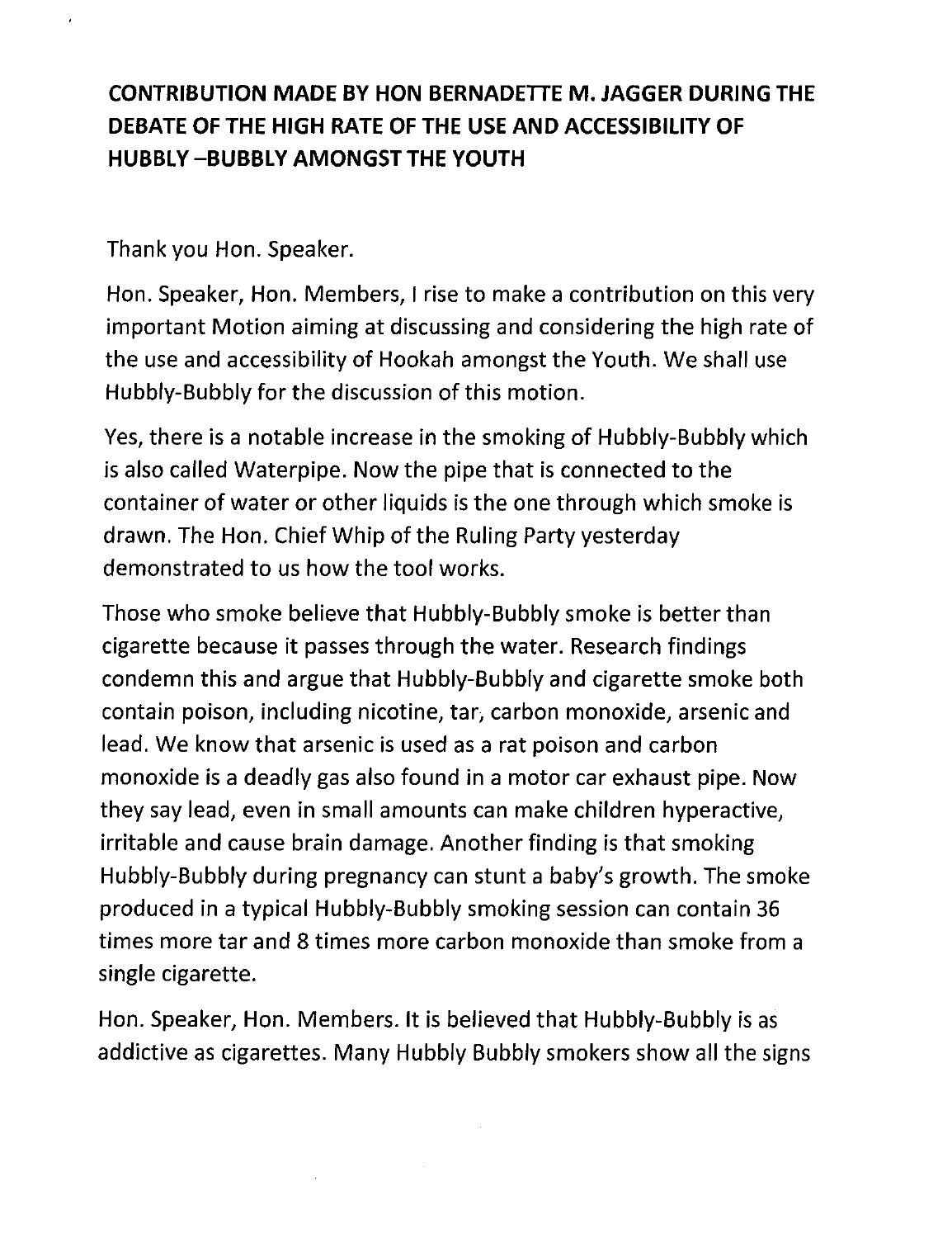# CONTRIBUTION MADE BY HON BERNADETTE M. JAGGER DURING THE DEBATE OF THE HIGH RATE OF THE USE AND ACCESSIBILITY OF HUBBLY –BUBBLY AMONGST THE YOUTH

Thank you Hon. Speaker.

Hon. Speaker, Hon. Members, I rise to make a contribution on this very important Motion aiming at discussing and considering the high rate of the use and accessibility of Hookah amongst the Youth. We shall use Hubbly-Bubbly for the discussion of this motion.

Yes, there is a notable increase in the smoking of Hubbly-Bubbly which is also called Waterpipe. Now the pipe that is connected to the container of water or other liquids is the one through which smoke is drawn. The Hon. Chief Whip of the Ruling Party yesterday demonstrated to us how the tool works.

Those who smoke believe that Hubbly-Bubbly smoke is better than cigarette because it passes through the water. Research findings condemn this and argue that Hubbly-Bubbly and cigarette smoke both contain poison, including nicotine, tar, carbon monoxide, arsenic and lead. We know that arsenic is used as a rat poison and carbon monoxide is a deadly gas also found in a motor car exhaust pipe. Now they say lead, even in small amounts can make children hyperactive, irritable and cause brain damage. Another finding is that smoking Hubbly-Bubbly during pregnancy can stunt a baby's growth. The smoke produced in a typical Hubbly-Bubbly smoking session can contain 36 times more tar and 8 times more carbon monoxide than smoke from a single cigarette.

Hon. Speaker, Hon. Members. It is believed that Hubbly-Bubbly is as addictive as cigarettes. Many Hubbly Bubbly smokers show all the signs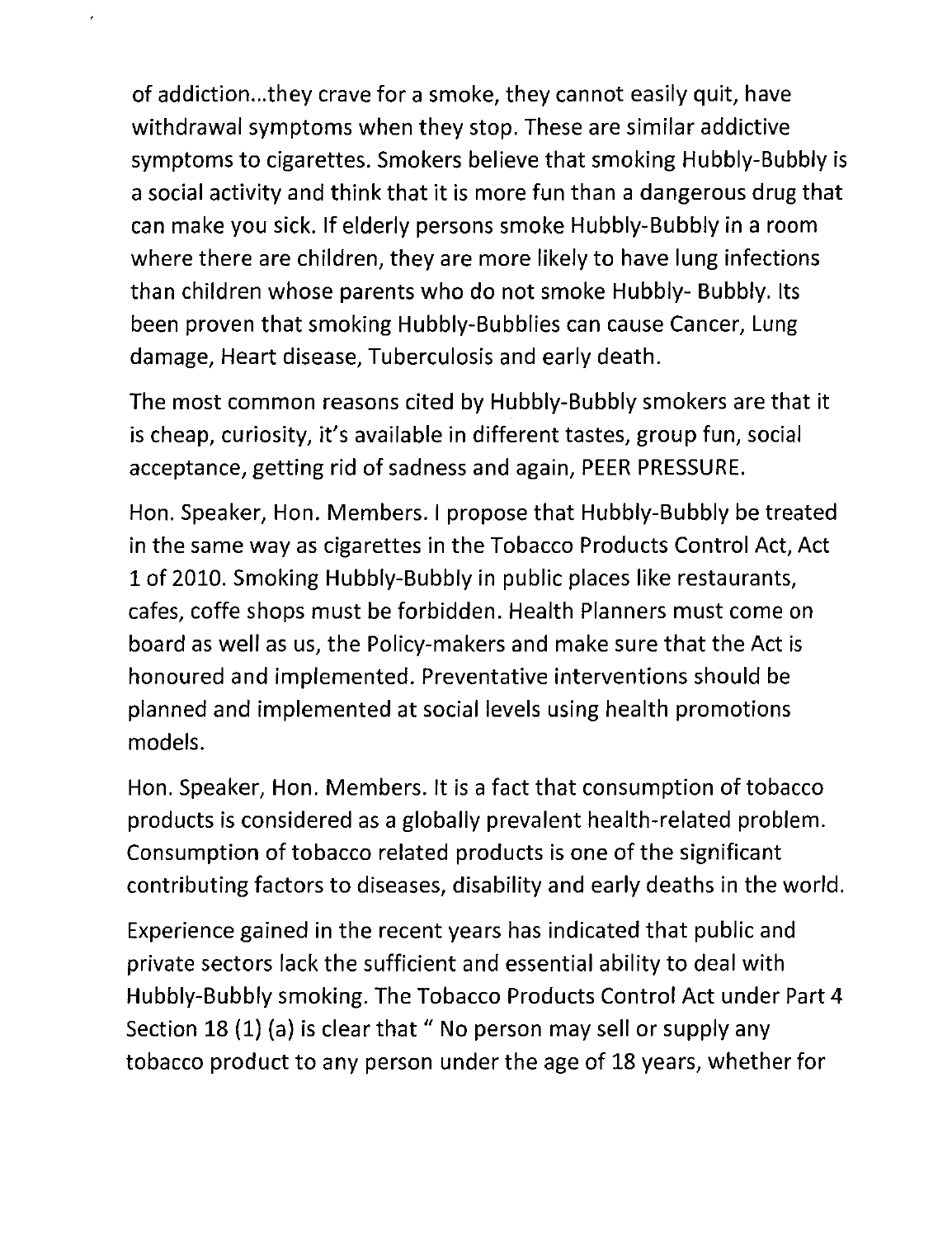of addiction...they crave for a smoke, they cannot easily quit, have withdrawal symptoms when they stop. These are similar addictive symptoms to cigarettes. Smokers believe that smoking Hubbly-Bubbly is a social activity and think that it is more fun than a dangerous drug that can make you sick. If elderly persons smoke Hubbly-Bubbly in a room where there are children, they are more likely to have lung infections than children whose parents who do not smoke Hubbly- Bubbly. Its been proven that smoking Hubbly-Bubblies can cause Cancer, Lung damage, Heart disease, Tuberculosis and early death.

The most common reasons cited by Hubbly-Bubbly smokers are that it is cheap, curiosity, it's available in different tastes, group fun, social acceptance, getting rid of sadness and again, PEER PRESSURE.

Hon. Speaker, Hon. Members. I propose that Hubbly-Bubbly be treated in the same way as cigarettes in the Tobacco Products Control Act, Act 1 of 2010. Smoking Hubbly-Bubbly in public places like restaurants, cafes, coffe shops must be forbidden. Health Planners must come on board as well as us, the Policy-makers and make sure that the Act is honoured and implemented. Preventative interventions should be planned and implemented at social levels using health promotions models.

Hon. Speaker, Hon. Members. It is a fact that consumption of tobacco products is considered as a globally prevalent health-related problem. Consumption of tobacco related products is one of the significant contributing factors to diseases, disability and early deaths in the world.

Experience gained in the recent years has indicated that public and private sectors lack the sufficient and essential ability to deal with Hubbly-Bubbly smoking. The Tobacco Products Control Act under Part 4 Section 18 (1) (a) is clear that " No person may sell or supply any tobacco product to any person under the age of 18 years, whether for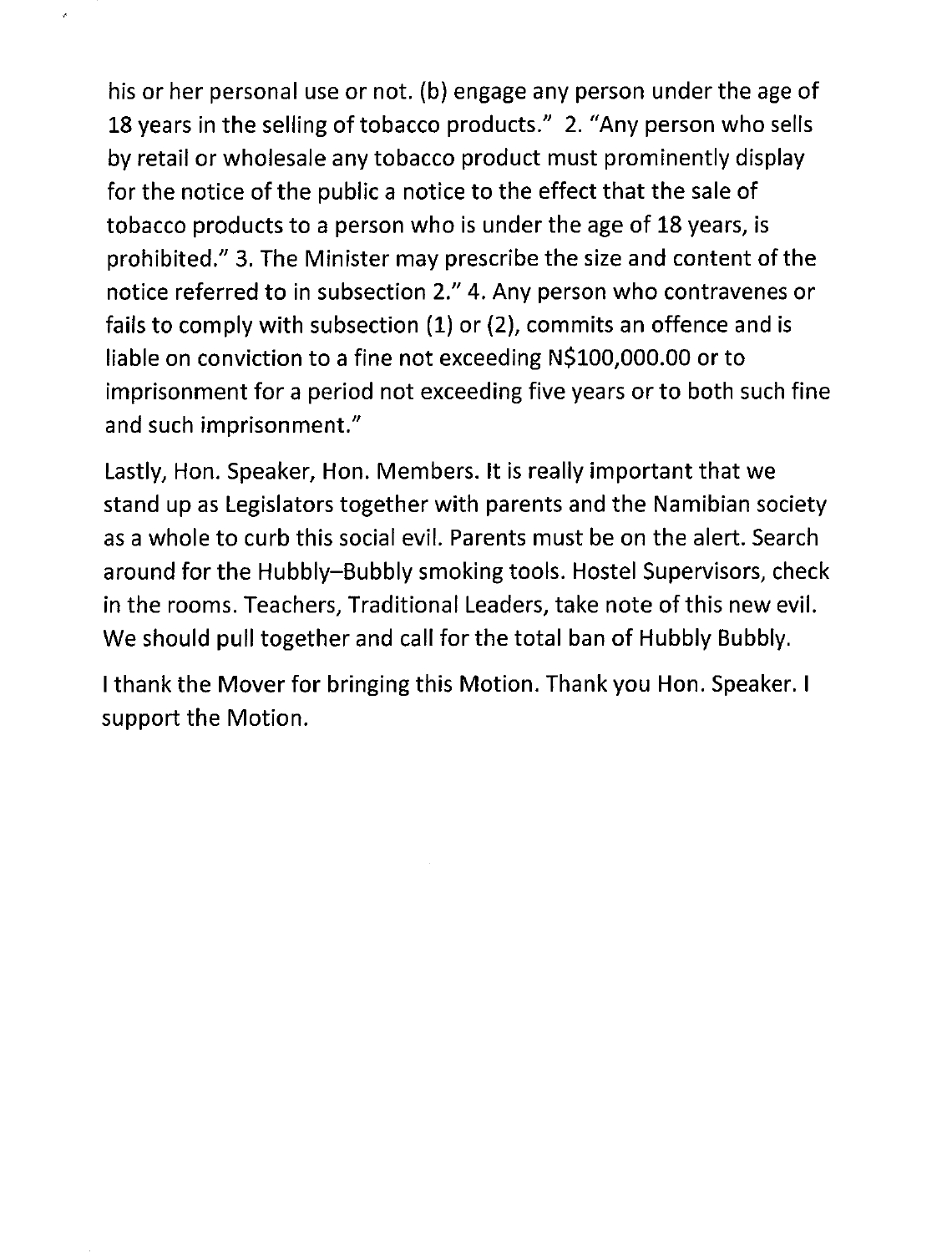his or her personal use or not. (b) engage any person under the age of 18 years in the selling of tobacco products." 2. "Any person who sells by retail or wholesale any tobacco product must prominently display for the notice of the public a notice to the effect that the sale of tobacco products to a person who is under the age of 18 years, is prohibited." 3. The Minister may prescribe the size and content of the notice referred to in subsection 2." 4. Any person who contravenes or fails to comply with subsection (1) or (2), commits an offence and is liable on conviction to a fine not exceeding N$100,000.00 or to imprisonment for a period not exceeding five years or to both such fine and such imprisonment."

Lastly, Hon. Speaker, Hon. Members. It is really important that we stand up as Legislators together with parents and the Namibian society as a whole to curb this social evil. Parents must be on the alert. Search around for the Hubbly–Bubbly smoking tools. Hostel Supervisors, check in the rooms. Teachers, Traditional Leaders, take note of this new evil. We should pull together and call for the total ban of Hubbly Bubbly.

I thank the Mover for bringing this Motion. Thank you Hon. Speaker. I support the Motion.